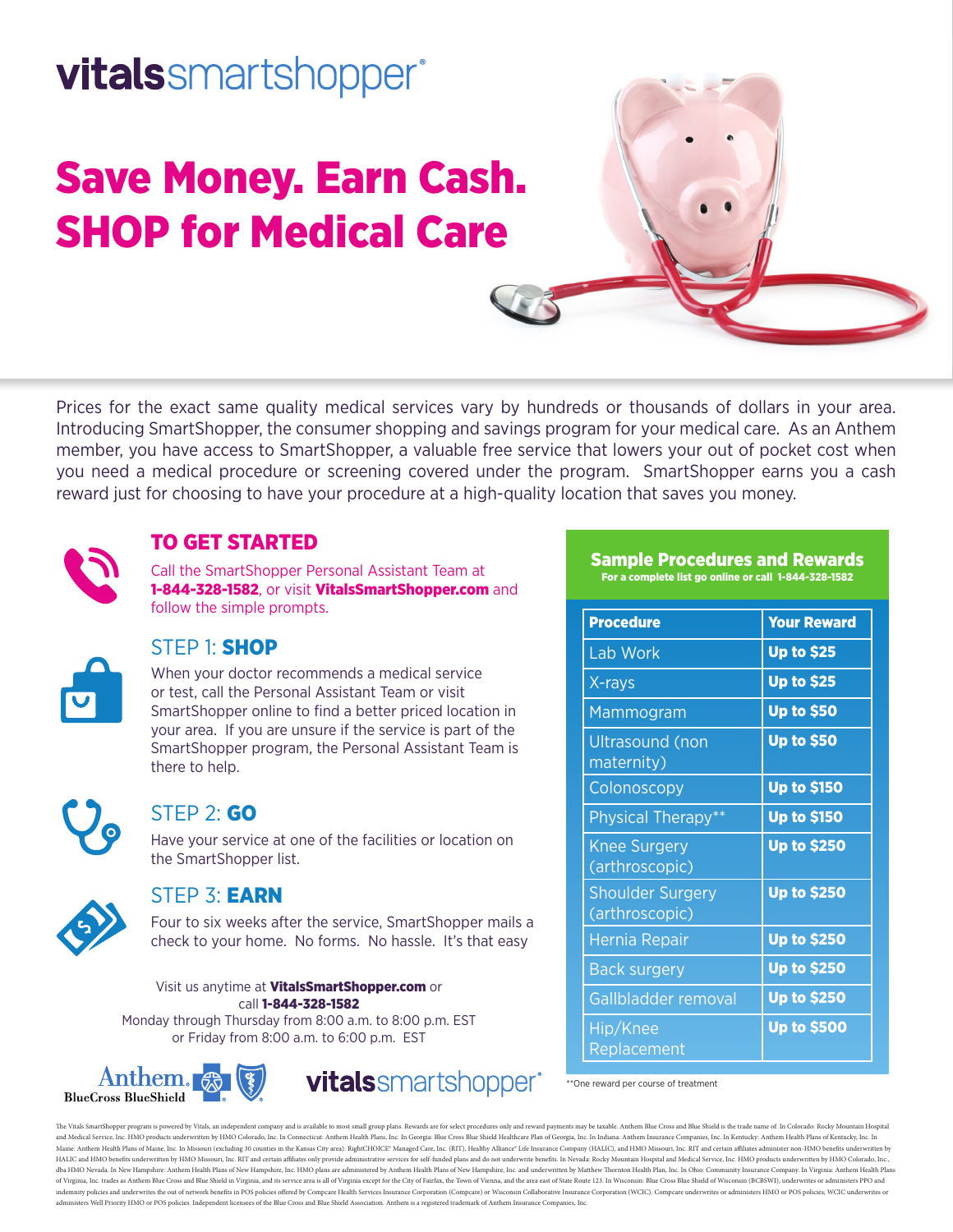vitalssmartshopper®

# Save Money. Earn Cash. SHOP for Medical Care

Prices for the exact same quality medical services vary by hundreds or thousands of dollars in your area. Introducing SmartShopper, the consumer shopping and savings program for your medical care. As an Anthem member, you have access to SmartShopper, a valuable free service that lowers your out of pocket cost when you need a medical procedure or screening covered under the program. SmartShopper earns you a cash reward just for choosing to have your procedure at a high-quality location that saves you money.

## TO GET STARTED

Call the SmartShopper Personal Assistant Team at **1-844-328-1582**, or visit **VitalsSmartShopper.com** and follow the simple prompts.

## STEP 1: SHOP

When your doctor recommends a medical service or test, call the Personal Assistant Team or visit SmartShopper online to find a better priced location in your area. If you are unsure if the service is part of the SmartShopper program, the Personal Assistant Team is there to help.

## STEP 2: GO

Have your service at one of the facilities or location on the SmartShopper list.

## STEP 3: EARN

Four to six weeks after the service, SmartShopper mails a check to your home. No forms. No hassle. It's that easy

Visit us anytime at **VitalsSmartShopper.com** or call **1-844-328-1582**
Monday through Thursday from 8:00 a.m. to 8:00 p.m. EST or Friday from 8:00 a.m. to 6:00 p.m. EST

## Sample Procedures and Rewards

**For a complete list go online or call 1-844-328-1582**

| Procedure | Your Reward |
|---|---|
| Lab Work | Up to $25 |
| X-rays | Up to $25 |
| Mammogram | Up to $50 |
| Ultrasound (non maternity) | Up to $50 |
| Colonoscopy | Up to $150 |
| Physical Therapy** | Up to $150 |
| Knee Surgery (arthroscopic) | Up to $250 |
| Shoulder Surgery (arthroscopic) | Up to $250 |
| Hernia Repair | Up to $250 |
| Back surgery | Up to $250 |
| Gallbladder removal | Up to $250 |
| Hip/Knee Replacement | Up to $500 |

**One reward per course of treatment

Anthem BlueCross BlueShield

vitalssmartshopper®

The Vitals SmartShopper program is powered by Vitals, an independent company and is available to most small group plans. Rewards are for select procedures only and reward payments may be taxable. Anthem Blue Cross and Blue Shield is the trade name of: In Colorado: Rocky Mountain Hospital and Medical Service, Inc. HMO products underwritten by HMO Colorado, Inc. In Connecticut: Anthem Health Plans, Inc. In Georgia: Blue Cross Blue Shield Healthcare Plan of Georgia, Inc. In Indiana: Anthem Insurance Companies, Inc. In Kentucky: Anthem Health Plans of Kentucky, Inc. In Maine: Anthem Health Plans of Maine, Inc. In Missouri (excluding 30 counties in the Kansas City area): RightCHOICE® Managed Care, Inc. (RIT), Healthy Alliance® Life Insurance Company (HALIC), and HMO Missouri, Inc. RIT and certain affiliates administer non-HMO benefits underwritten by HALIC and HMO benefits underwritten by HMO Missouri, Inc. RIT and certain affiliates only provide administrative services for self-funded plans and do not underwrite benefits. In Nevada: Rocky Mountain Hospital and Medical Service, Inc. HMO products underwritten by HMO Colorado, Inc., dba HMO Nevada. In New Hampshire: Anthem Health Plans of New Hampshire, Inc. HMO plans are administered by Anthem Health Plans of New Hampshire, Inc. and underwritten by Matthew Thornton Health Plan, Inc. In Ohio: Community Insurance Company. In Virginia: Anthem Health Plans of Virginia, Inc. trades as Anthem Blue Cross and Blue Shield in Virginia, and its service area is all of Virginia except for the City of Fairfax, the Town of Vienna, and the area east of State Route 123. In Wisconsin: Blue Cross Blue Shield of Wisconsin (BCBSWI), underwrites or administers PPO and indemnity policies and underwrites the out of network benefits in POS policies offered by Compcare Health Services Insurance Corporation (Compcare) or Wisconsin Collaborative Insurance Corporation (WCIC). Compcare underwrites or administers HMO or POS policies; WCIC underwrites or administers Well Priority HMO or POS policies. Independent licensees of the Blue Cross and Blue Shield Association. Anthem is a registered trademark of Anthem Insurance Companies, Inc.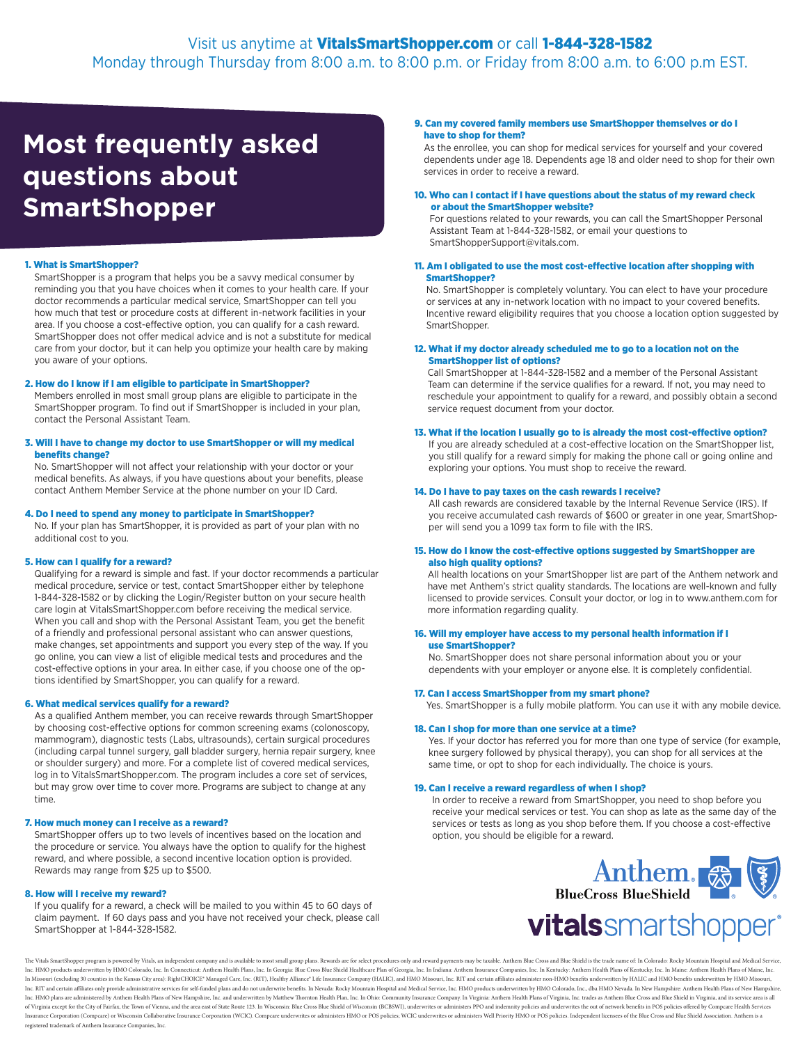Visit us anytime at **VitalsSmartShopper.com** or call **1-844-328-1582**
Monday through Thursday from 8:00 a.m. to 8:00 p.m. or Friday from 8:00 a.m. to 6:00 p.m EST.

# Most frequently asked questions about SmartShopper

**1. What is SmartShopper?**

SmartShopper is a program that helps you be a savvy medical consumer by reminding you that you have choices when it comes to your health care. If your doctor recommends a particular medical service, SmartShopper can tell you how much that test or procedure costs at different in-network facilities in your area. If you choose a cost-effective option, you can qualify for a cash reward. SmartShopper does not offer medical advice and is not a substitute for medical care from your doctor, but it can help you optimize your health care by making you aware of your options.

**2. How do I know if I am eligible to participate in SmartShopper?**

Members enrolled in most small group plans are eligible to participate in the SmartShopper program. To find out if SmartShopper is included in your plan, contact the Personal Assistant Team.

**3. Will I have to change my doctor to use SmartShopper or will my medical benefits change?**

No. SmartShopper will not affect your relationship with your doctor or your medical benefits. As always, if you have questions about your benefits, please contact Anthem Member Service at the phone number on your ID Card.

**4. Do I need to spend any money to participate in SmartShopper?**

No. If your plan has SmartShopper, it is provided as part of your plan with no additional cost to you.

**5. How can I qualify for a reward?**

Qualifying for a reward is simple and fast. If your doctor recommends a particular medical procedure, service or test, contact SmartShopper either by telephone 1-844-328-1582 or by clicking the Login/Register button on your secure health care login at VitalsSmartShopper.com before receiving the medical service. When you call and shop with the Personal Assistant Team, you get the benefit of a friendly and professional personal assistant who can answer questions, make changes, set appointments and support you every step of the way. If you go online, you can view a list of eligible medical tests and procedures and the cost-effective options in your area. In either case, if you choose one of the options identified by SmartShopper, you can qualify for a reward.

**6. What medical services qualify for a reward?**

As a qualified Anthem member, you can receive rewards through SmartShopper by choosing cost-effective options for common screening exams (colonoscopy, mammogram), diagnostic tests (Labs, ultrasounds), certain surgical procedures (including carpal tunnel surgery, gall bladder surgery, hernia repair surgery, knee or shoulder surgery) and more. For a complete list of covered medical services, log in to VitalsSmartShopper.com. The program includes a core set of services, but may grow over time to cover more. Programs are subject to change at any time.

**7. How much money can I receive as a reward?**

SmartShopper offers up to two levels of incentives based on the location and the procedure or service. You always have the option to qualify for the highest reward, and where possible, a second incentive location option is provided. Rewards may range from $25 up to $500.

**8. How will I receive my reward?**

If you qualify for a reward, a check will be mailed to you within 45 to 60 days of claim payment. If 60 days pass and you have not received your check, please call SmartShopper at 1-844-328-1582.

**9. Can my covered family members use SmartShopper themselves or do I have to shop for them?**

As the enrollee, you can shop for medical services for yourself and your covered dependents under age 18. Dependents age 18 and older need to shop for their own services in order to receive a reward.

**10. Who can I contact if I have questions about the status of my reward check or about the SmartShopper website?**

For questions related to your rewards, you can call the SmartShopper Personal Assistant Team at 1-844-328-1582, or email your questions to SmartShopperSupport@vitals.com.

**11. Am I obligated to use the most cost-effective location after shopping with SmartShopper?**

No. SmartShopper is completely voluntary. You can elect to have your procedure or services at any in-network location with no impact to your covered benefits. Incentive reward eligibility requires that you choose a location option suggested by SmartShopper.

**12. What if my doctor already scheduled me to go to a location not on the SmartShopper list of options?**

Call SmartShopper at 1-844-328-1582 and a member of the Personal Assistant Team can determine if the service qualifies for a reward. If not, you may need to reschedule your appointment to qualify for a reward, and possibly obtain a second service request document from your doctor.

**13. What if the location I usually go to is already the most cost-effective option?**

If you are already scheduled at a cost-effective location on the SmartShopper list, you still qualify for a reward simply for making the phone call or going online and exploring your options. You must shop to receive the reward.

**14. Do I have to pay taxes on the cash rewards I receive?**

All cash rewards are considered taxable by the Internal Revenue Service (IRS). If you receive accumulated cash rewards of $600 or greater in one year, SmartShopper will send you a 1099 tax form to file with the IRS.

**15. How do I know the cost-effective options suggested by SmartShopper are also high quality options?**

All health locations on your SmartShopper list are part of the Anthem network and have met Anthem's strict quality standards. The locations are well-known and fully licensed to provide services. Consult your doctor, or log in to www.anthem.com for more information regarding quality.

**16. Will my employer have access to my personal health information if I use SmartShopper?**

No. SmartShopper does not share personal information about you or your dependents with your employer or anyone else. It is completely confidential.

**17. Can I access SmartShopper from my smart phone?**

Yes. SmartShopper is a fully mobile platform. You can use it with any mobile device.

**18. Can I shop for more than one service at a time?**

Yes. If your doctor has referred you for more than one type of service (for example, knee surgery followed by physical therapy), you can shop for all services at the same time, or opt to shop for each individually. The choice is yours.

**19. Can I receive a reward regardless of when I shop?**

In order to receive a reward from SmartShopper, you need to shop before you receive your medical services or test. You can shop as late as the same day of the services or tests as long as you shop before them. If you choose a cost-effective option, you should be eligible for a reward.

Anthem BlueCross BlueShield

vitalssmartshopper®

The Vitals SmartShopper program is powered by Vitals, an independent company and is available to most small group plans. Rewards are for select procedures only and reward payments may be taxable. Anthem Blue Cross and Blue Shield is the trade name of: In Colorado: Rocky Mountain Hospital and Medical Service, Inc. HMO products underwritten by HMO Colorado, Inc. In Connecticut: Anthem Health Plans, Inc. In Georgia: Blue Cross Blue Shield Healthcare Plan of Georgia, Inc. In Indiana: Anthem Insurance Companies, Inc. In Kentucky: Anthem Health Plans of Kentucky, Inc. In Maine: Anthem Health Plans of Maine, Inc. In Missouri (excluding 30 counties in the Kansas City area): RightCHOICE® Managed Care, Inc. (RIT), Healthy Alliance® Life Insurance Company (HALIC), and HMO Missouri, Inc. RIT and certain affiliates administer non-HMO benefits underwritten by HALIC and HMO benefits underwritten by HMO Missouri, Inc. RIT and certain affiliates only provide administrative services for self-funded plans and do not underwrite benefits. In Nevada: Rocky Mountain Hospital and Medical Service, Inc. HMO products underwritten by HMO Colorado, Inc., dba HMO Nevada. In New Hampshire: Anthem Health Plans of New Hampshire, Inc. HMO plans are administered by Anthem Health Plans of New Hampshire, Inc. and underwritten by Matthew Thornton Health Plan, Inc. In Ohio: Community Insurance Company. In Virginia: Anthem Health Plans of Virginia, Inc. trades as Anthem Blue Cross and Blue Shield in Virginia, and its service area is all of Virginia except for the City of Fairfax, the Town of Vienna, and the area east of State Route 123. In Wisconsin: Blue Cross Blue Shield of Wisconsin (BCBSWI), underwrites or administers PPO and indemnity policies and underwrites the out of network benefits in POS policies offered by Compcare Health Services Insurance Corporation (Compcare) or Wisconsin Collaborative Insurance Corporation (WCIC). Compcare underwrites or administers HMO or POS policies; WCIC underwrites or administers Well Priority HMO or POS policies. Independent licensees of the Blue Cross and Blue Shield Association. Anthem is a registered trademark of Anthem Insurance Companies, Inc.